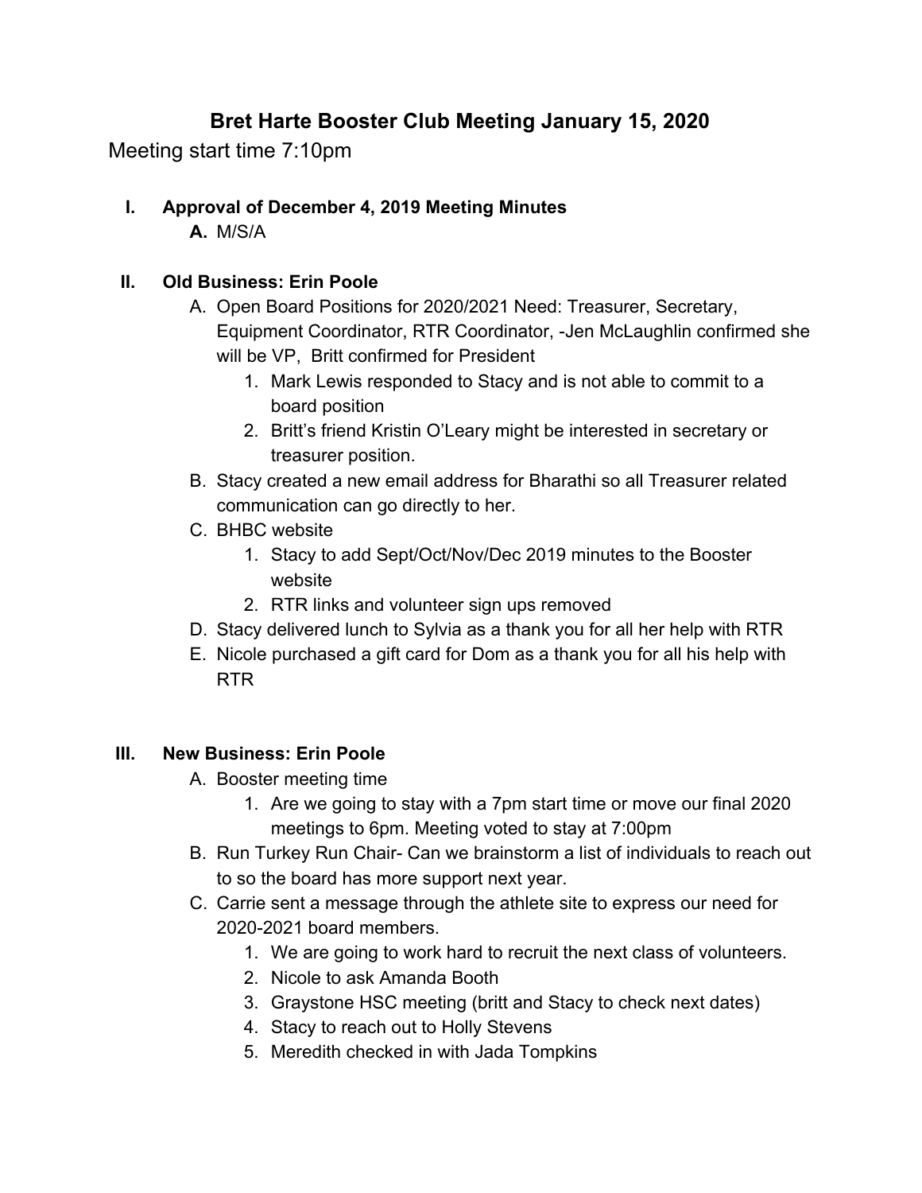# Bret Harte Booster Club Meeting January 15, 2020

Meeting start time 7:10pm

I. **Approval of December 4, 2019 Meeting Minutes**
   A. M/S/A

II. **Old Business: Erin Poole**
   A. Open Board Positions for 2020/2021 Need: Treasurer, Secretary, Equipment Coordinator, RTR Coordinator, -Jen McLaughlin confirmed she will be VP, Britt confirmed for President
      1. Mark Lewis responded to Stacy and is not able to commit to a board position
      2. Britt's friend Kristin O'Leary might be interested in secretary or treasurer position.
   B. Stacy created a new email address for Bharathi so all Treasurer related communication can go directly to her.
   C. BHBC website
      1. Stacy to add Sept/Oct/Nov/Dec 2019 minutes to the Booster website
      2. RTR links and volunteer sign ups removed
   D. Stacy delivered lunch to Sylvia as a thank you for all her help with RTR
   E. Nicole purchased a gift card for Dom as a thank you for all his help with RTR

III. **New Business: Erin Poole**
   A. Booster meeting time
      1. Are we going to stay with a 7pm start time or move our final 2020 meetings to 6pm. Meeting voted to stay at 7:00pm
   B. Run Turkey Run Chair- Can we brainstorm a list of individuals to reach out to so the board has more support next year.
   C. Carrie sent a message through the athlete site to express our need for 2020-2021 board members.
      1. We are going to work hard to recruit the next class of volunteers.
      2. Nicole to ask Amanda Booth
      3. Graystone HSC meeting (britt and Stacy to check next dates)
      4. Stacy to reach out to Holly Stevens
      5. Meredith checked in with Jada Tompkins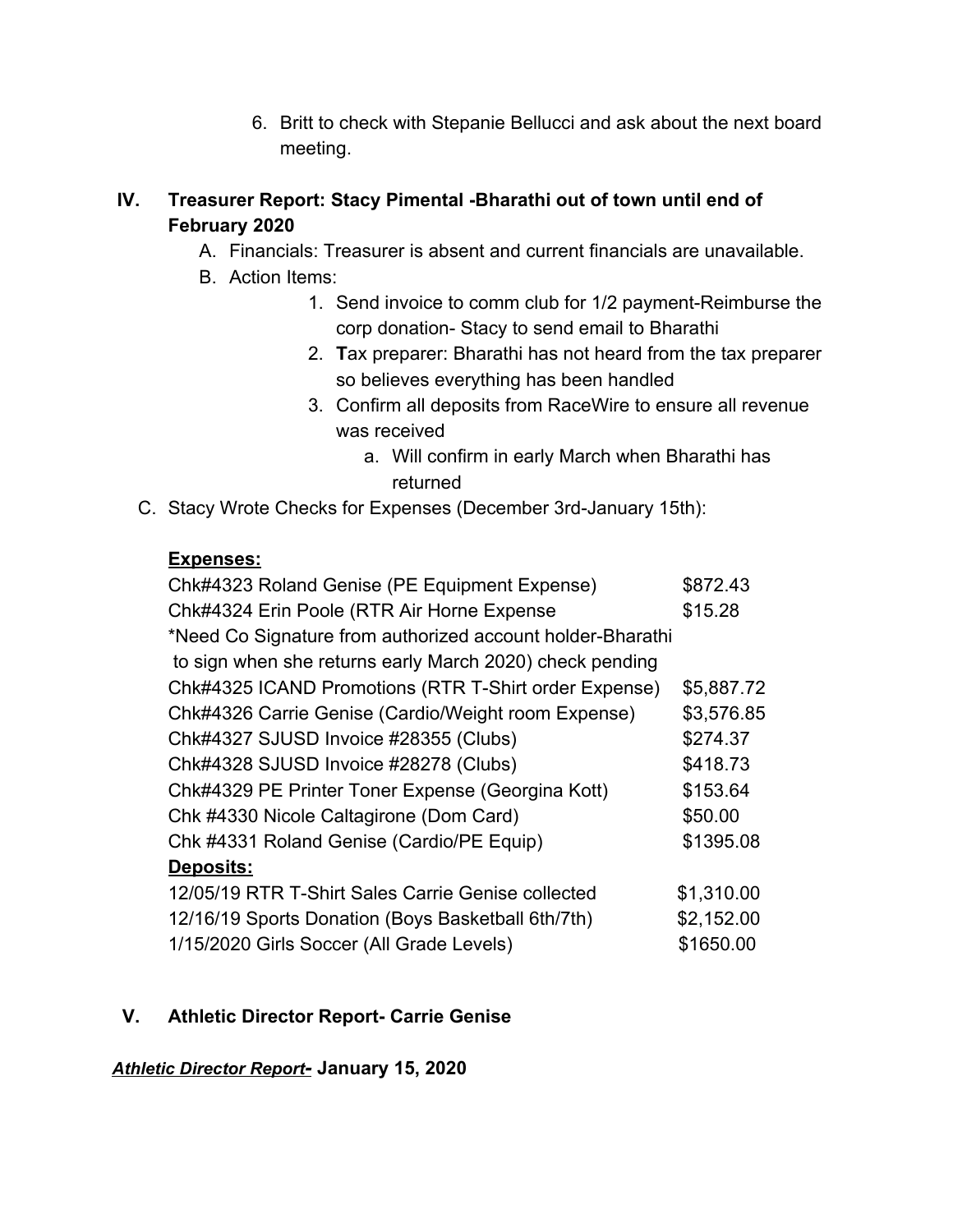6. Britt to check with Stepanie Bellucci and ask about the next board meeting.

## IV. Treasurer Report: Stacy Pimental -Bharathi out of town until end of February 2020

A. Financials: Treasurer is absent and current financials are unavailable.

B. Action Items:

1. Send invoice to comm club for 1/2 payment-Reimburse the corp donation- Stacy to send email to Bharathi
2. **T**ax preparer: Bharathi has not heard from the tax preparer so believes everything has been handled
3. Confirm all deposits from RaceWire to ensure all revenue was received
   a. Will confirm in early March when Bharathi has returned

C. Stacy Wrote Checks for Expenses (December 3rd-January 15th):

**<u>Expenses:</u>**

| | |
|---|---|
| Chk#4323 Roland Genise (PE Equipment Expense) | $872.43 |
| Chk#4324 Erin Poole (RTR Air Horne Expense | $15.28 |
| *Need Co Signature from authorized account holder-Bharathi to sign when she returns early March 2020) check pending | |
| Chk#4325 ICAND Promotions (RTR T-Shirt order Expense) | $5,887.72 |
| Chk#4326 Carrie Genise (Cardio/Weight room Expense) | $3,576.85 |
| Chk#4327 SJUSD Invoice #28355 (Clubs) | $274.37 |
| Chk#4328 SJUSD Invoice #28278 (Clubs) | $418.73 |
| Chk#4329 PE Printer Toner Expense (Georgina Kott) | $153.64 |
| Chk #4330 Nicole Caltagirone (Dom Card) | $50.00 |
| Chk #4331 Roland Genise (Cardio/PE Equip) | $1395.08 |

**<u>Deposits:</u>**

| | |
|---|---|
| 12/05/19 RTR T-Shirt Sales Carrie Genise collected | $1,310.00 |
| 12/16/19 Sports Donation (Boys Basketball 6th/7th) | $2,152.00 |
| 1/15/2020 Girls Soccer (All Grade Levels) | $1650.00 |

## V. Athletic Director Report- Carrie Genise

***<u>Athletic Director Report</u>*- January 15, 2020**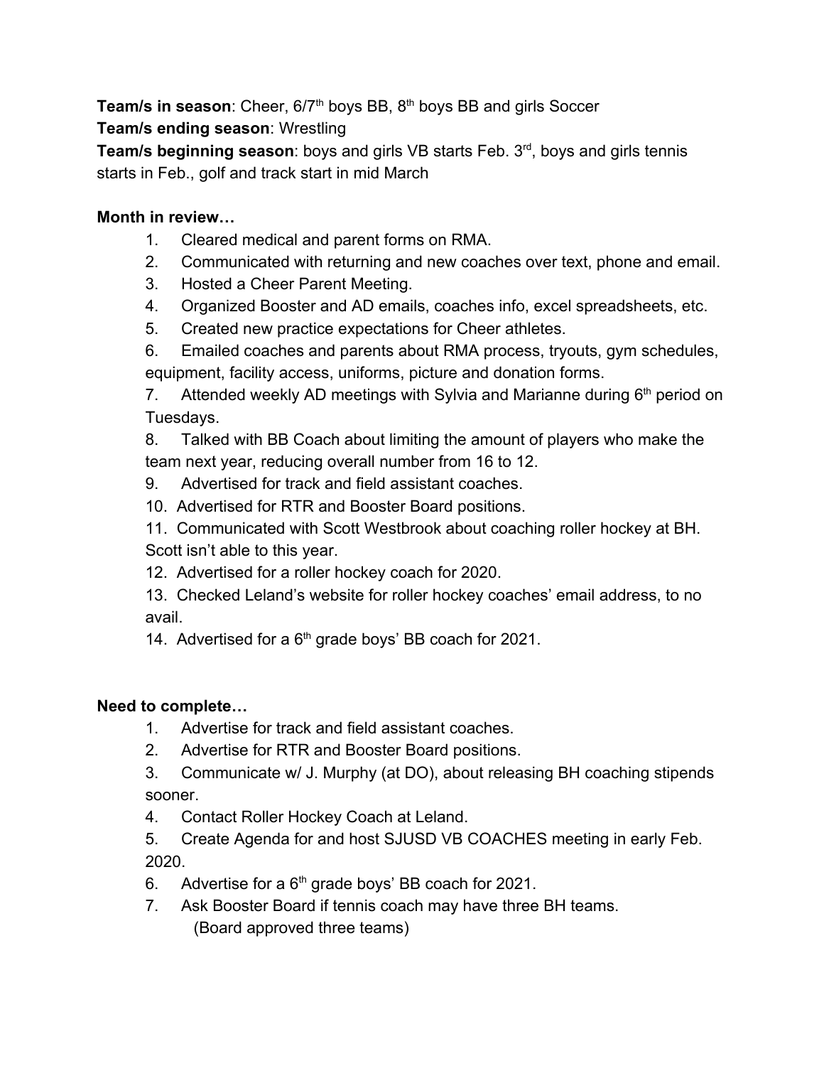**Team/s in season**: Cheer, 6/7th boys BB, 8th boys BB and girls Soccer
**Team/s ending season**: Wrestling
**Team/s beginning season**: boys and girls VB starts Feb. 3rd, boys and girls tennis starts in Feb., golf and track start in mid March

**Month in review…**

1. Cleared medical and parent forms on RMA.
2. Communicated with returning and new coaches over text, phone and email.
3. Hosted a Cheer Parent Meeting.
4. Organized Booster and AD emails, coaches info, excel spreadsheets, etc.
5. Created new practice expectations for Cheer athletes.
6. Emailed coaches and parents about RMA process, tryouts, gym schedules, equipment, facility access, uniforms, picture and donation forms.
7. Attended weekly AD meetings with Sylvia and Marianne during 6th period on Tuesdays.
8. Talked with BB Coach about limiting the amount of players who make the team next year, reducing overall number from 16 to 12.
9. Advertised for track and field assistant coaches.
10. Advertised for RTR and Booster Board positions.
11. Communicated with Scott Westbrook about coaching roller hockey at BH. Scott isn't able to this year.
12. Advertised for a roller hockey coach for 2020.
13. Checked Leland's website for roller hockey coaches' email address, to no avail.
14. Advertised for a 6th grade boys' BB coach for 2021.

**Need to complete…**

1. Advertise for track and field assistant coaches.
2. Advertise for RTR and Booster Board positions.
3. Communicate w/ J. Murphy (at DO), about releasing BH coaching stipends sooner.
4. Contact Roller Hockey Coach at Leland.
5. Create Agenda for and host SJUSD VB COACHES meeting in early Feb. 2020.
6. Advertise for a 6th grade boys' BB coach for 2021.
7. Ask Booster Board if tennis coach may have three BH teams.
   (Board approved three teams)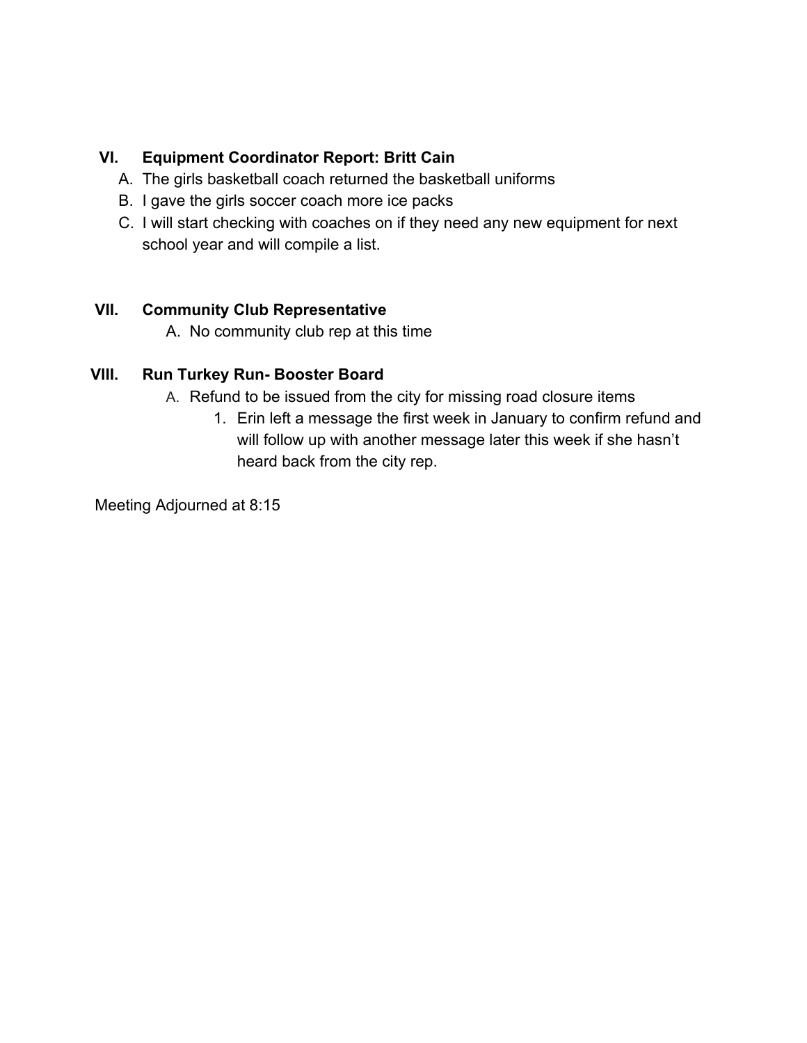VI. **Equipment Coordinator Report: Britt Cain**

A. The girls basketball coach returned the basketball uniforms

B. I gave the girls soccer coach more ice packs

C. I will start checking with coaches on if they need any new equipment for next school year and will compile a list.

VII. **Community Club Representative**

A. No community club rep at this time

VIII. **Run Turkey Run- Booster Board**

A. Refund to be issued from the city for missing road closure items

1. Erin left a message the first week in January to confirm refund and will follow up with another message later this week if she hasn't heard back from the city rep.

Meeting Adjourned at 8:15